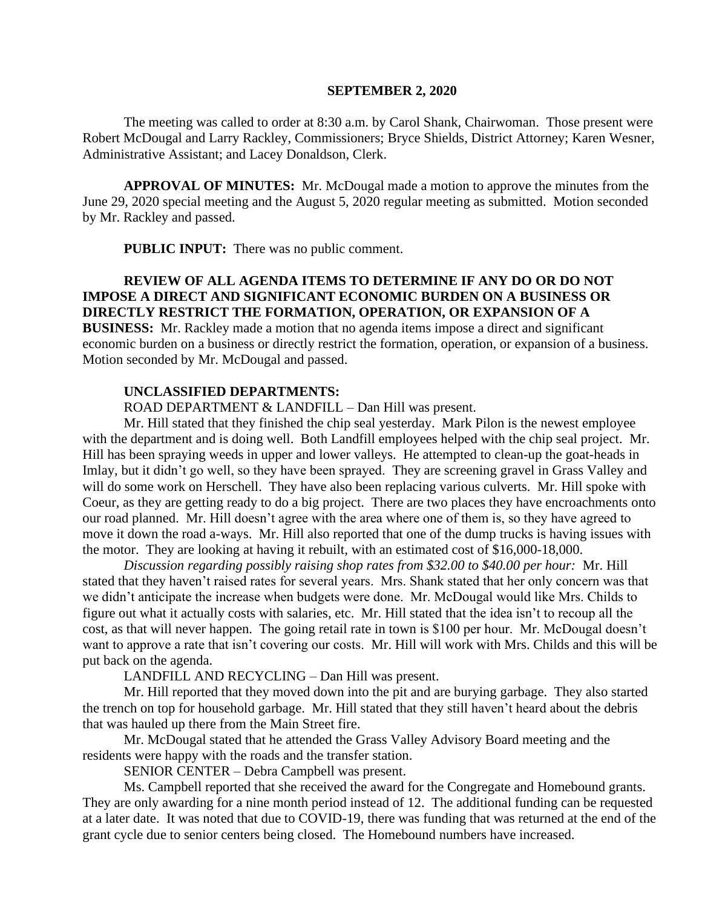**SEPTEMBER 2, 2020**

The meeting was called to order at 8:30 a.m. by Carol Shank, Chairwoman. Those present were Robert McDougal and Larry Rackley, Commissioners; Bryce Shields, District Attorney; Karen Wesner, Administrative Assistant; and Lacey Donaldson, Clerk.

**APPROVAL OF MINUTES:** Mr. McDougal made a motion to approve the minutes from the June 29, 2020 special meeting and the August 5, 2020 regular meeting as submitted. Motion seconded by Mr. Rackley and passed.

**PUBLIC INPUT:** There was no public comment.

**REVIEW OF ALL AGENDA ITEMS TO DETERMINE IF ANY DO OR DO NOT IMPOSE A DIRECT AND SIGNIFICANT ECONOMIC BURDEN ON A BUSINESS OR DIRECTLY RESTRICT THE FORMATION, OPERATION, OR EXPANSION OF A BUSINESS:** Mr. Rackley made a motion that no agenda items impose a direct and significant economic burden on a business or directly restrict the formation, operation, or expansion of a business. Motion seconded by Mr. McDougal and passed.

**UNCLASSIFIED DEPARTMENTS:**

ROAD DEPARTMENT & LANDFILL – Dan Hill was present.

Mr. Hill stated that they finished the chip seal yesterday. Mark Pilon is the newest employee with the department and is doing well. Both Landfill employees helped with the chip seal project. Mr. Hill has been spraying weeds in upper and lower valleys. He attempted to clean-up the goat-heads in Imlay, but it didn't go well, so they have been sprayed. They are screening gravel in Grass Valley and will do some work on Herschell. They have also been replacing various culverts. Mr. Hill spoke with Coeur, as they are getting ready to do a big project. There are two places they have encroachments onto our road planned. Mr. Hill doesn't agree with the area where one of them is, so they have agreed to move it down the road a-ways. Mr. Hill also reported that one of the dump trucks is having issues with the motor. They are looking at having it rebuilt, with an estimated cost of $16,000-18,000.

*Discussion regarding possibly raising shop rates from $32.00 to $40.00 per hour:* Mr. Hill stated that they haven't raised rates for several years. Mrs. Shank stated that her only concern was that we didn't anticipate the increase when budgets were done. Mr. McDougal would like Mrs. Childs to figure out what it actually costs with salaries, etc. Mr. Hill stated that the idea isn't to recoup all the cost, as that will never happen. The going retail rate in town is $100 per hour. Mr. McDougal doesn't want to approve a rate that isn't covering our costs. Mr. Hill will work with Mrs. Childs and this will be put back on the agenda.

LANDFILL AND RECYCLING – Dan Hill was present.

Mr. Hill reported that they moved down into the pit and are burying garbage. They also started the trench on top for household garbage. Mr. Hill stated that they still haven't heard about the debris that was hauled up there from the Main Street fire.

Mr. McDougal stated that he attended the Grass Valley Advisory Board meeting and the residents were happy with the roads and the transfer station.

SENIOR CENTER – Debra Campbell was present.

Ms. Campbell reported that she received the award for the Congregate and Homebound grants. They are only awarding for a nine month period instead of 12. The additional funding can be requested at a later date. It was noted that due to COVID-19, there was funding that was returned at the end of the grant cycle due to senior centers being closed. The Homebound numbers have increased.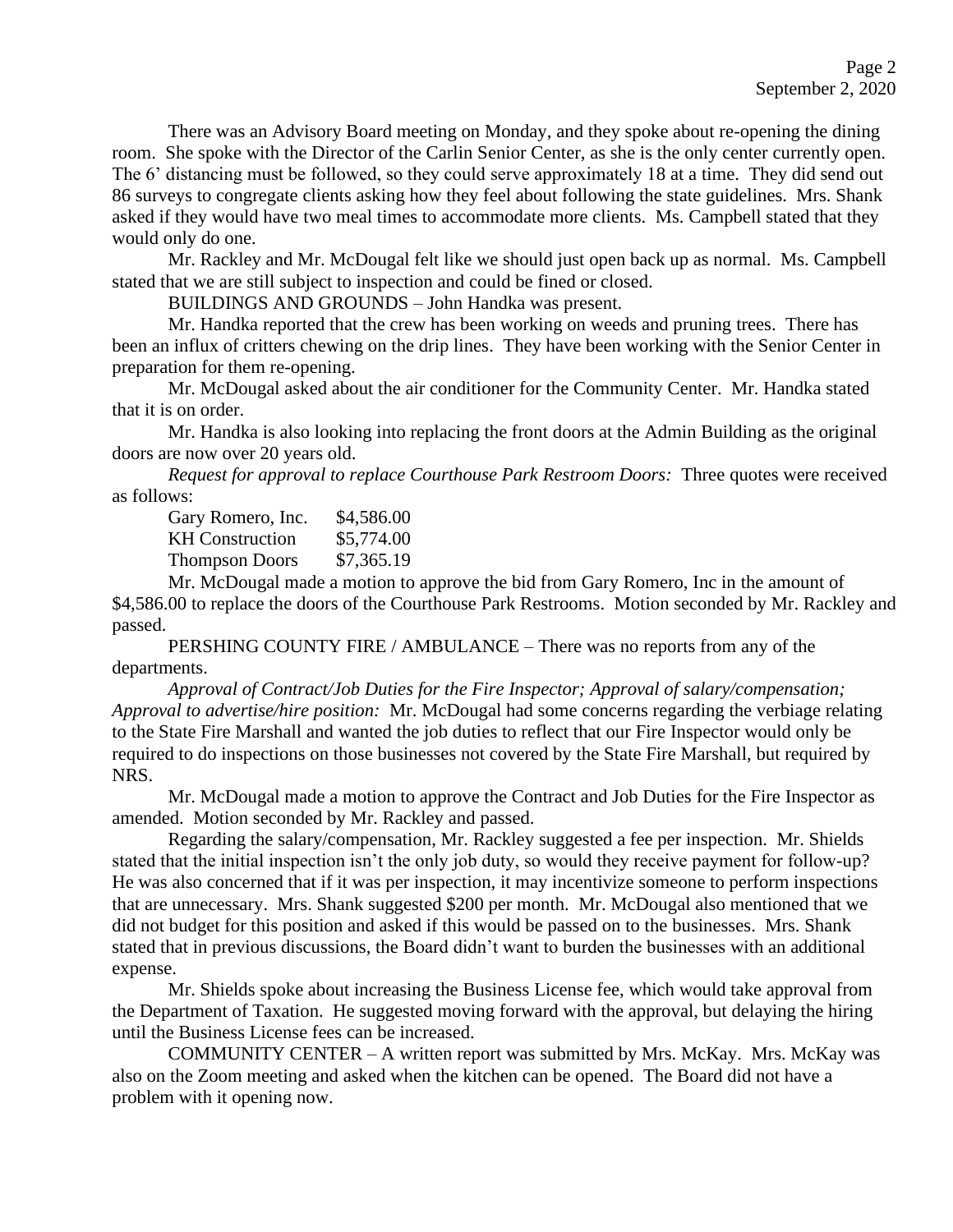There was an Advisory Board meeting on Monday, and they spoke about re-opening the dining room. She spoke with the Director of the Carlin Senior Center, as she is the only center currently open. The 6' distancing must be followed, so they could serve approximately 18 at a time. They did send out 86 surveys to congregate clients asking how they feel about following the state guidelines. Mrs. Shank asked if they would have two meal times to accommodate more clients. Ms. Campbell stated that they would only do one.

Mr. Rackley and Mr. McDougal felt like we should just open back up as normal. Ms. Campbell stated that we are still subject to inspection and could be fined or closed.

BUILDINGS AND GROUNDS – John Handka was present.

Mr. Handka reported that the crew has been working on weeds and pruning trees. There has been an influx of critters chewing on the drip lines. They have been working with the Senior Center in preparation for them re-opening.

Mr. McDougal asked about the air conditioner for the Community Center. Mr. Handka stated that it is on order.

Mr. Handka is also looking into replacing the front doors at the Admin Building as the original doors are now over 20 years old.

*Request for approval to replace Courthouse Park Restroom Doors:* Three quotes were received as follows:

| | |
|---|---|
| Gary Romero, Inc. | $4,586.00 |
| KH Construction | $5,774.00 |
| Thompson Doors | $7,365.19 |

Mr. McDougal made a motion to approve the bid from Gary Romero, Inc in the amount of $4,586.00 to replace the doors of the Courthouse Park Restrooms. Motion seconded by Mr. Rackley and passed.

PERSHING COUNTY FIRE / AMBULANCE – There was no reports from any of the departments.

*Approval of Contract/Job Duties for the Fire Inspector; Approval of salary/compensation; Approval to advertise/hire position:* Mr. McDougal had some concerns regarding the verbiage relating to the State Fire Marshall and wanted the job duties to reflect that our Fire Inspector would only be required to do inspections on those businesses not covered by the State Fire Marshall, but required by NRS.

Mr. McDougal made a motion to approve the Contract and Job Duties for the Fire Inspector as amended. Motion seconded by Mr. Rackley and passed.

Regarding the salary/compensation, Mr. Rackley suggested a fee per inspection. Mr. Shields stated that the initial inspection isn't the only job duty, so would they receive payment for follow-up? He was also concerned that if it was per inspection, it may incentivize someone to perform inspections that are unnecessary. Mrs. Shank suggested $200 per month. Mr. McDougal also mentioned that we did not budget for this position and asked if this would be passed on to the businesses. Mrs. Shank stated that in previous discussions, the Board didn't want to burden the businesses with an additional expense.

Mr. Shields spoke about increasing the Business License fee, which would take approval from the Department of Taxation. He suggested moving forward with the approval, but delaying the hiring until the Business License fees can be increased.

COMMUNITY CENTER – A written report was submitted by Mrs. McKay. Mrs. McKay was also on the Zoom meeting and asked when the kitchen can be opened. The Board did not have a problem with it opening now.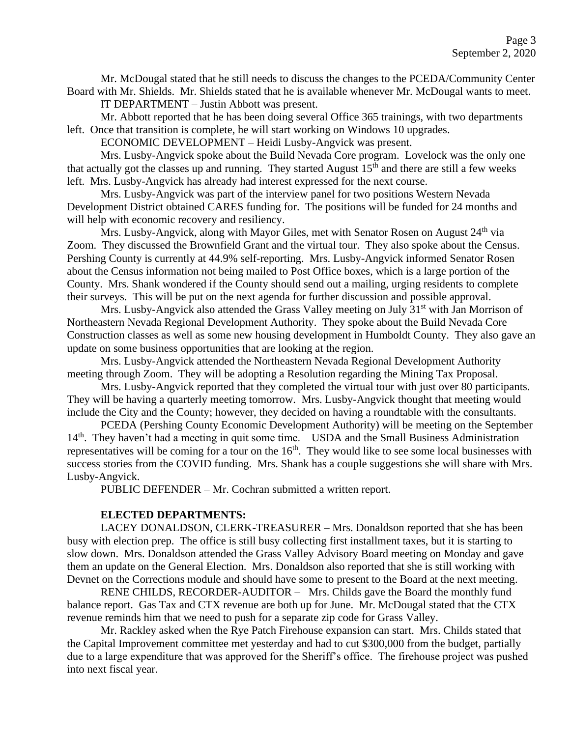Mr. McDougal stated that he still needs to discuss the changes to the PCEDA/Community Center Board with Mr. Shields. Mr. Shields stated that he is available whenever Mr. McDougal wants to meet.

IT DEPARTMENT – Justin Abbott was present.

Mr. Abbott reported that he has been doing several Office 365 trainings, with two departments left. Once that transition is complete, he will start working on Windows 10 upgrades.

ECONOMIC DEVELOPMENT – Heidi Lusby-Angvick was present.

Mrs. Lusby-Angvick spoke about the Build Nevada Core program. Lovelock was the only one that actually got the classes up and running. They started August 15th and there are still a few weeks left. Mrs. Lusby-Angvick has already had interest expressed for the next course.

Mrs. Lusby-Angvick was part of the interview panel for two positions Western Nevada Development District obtained CARES funding for. The positions will be funded for 24 months and will help with economic recovery and resiliency.

Mrs. Lusby-Angvick, along with Mayor Giles, met with Senator Rosen on August 24th via Zoom. They discussed the Brownfield Grant and the virtual tour. They also spoke about the Census. Pershing County is currently at 44.9% self-reporting. Mrs. Lusby-Angvick informed Senator Rosen about the Census information not being mailed to Post Office boxes, which is a large portion of the County. Mrs. Shank wondered if the County should send out a mailing, urging residents to complete their surveys. This will be put on the next agenda for further discussion and possible approval.

Mrs. Lusby-Angvick also attended the Grass Valley meeting on July 31st with Jan Morrison of Northeastern Nevada Regional Development Authority. They spoke about the Build Nevada Core Construction classes as well as some new housing development in Humboldt County. They also gave an update on some business opportunities that are looking at the region.

Mrs. Lusby-Angvick attended the Northeastern Nevada Regional Development Authority meeting through Zoom. They will be adopting a Resolution regarding the Mining Tax Proposal.

Mrs. Lusby-Angvick reported that they completed the virtual tour with just over 80 participants. They will be having a quarterly meeting tomorrow. Mrs. Lusby-Angvick thought that meeting would include the City and the County; however, they decided on having a roundtable with the consultants.

PCEDA (Pershing County Economic Development Authority) will be meeting on the September 14th. They haven't had a meeting in quit some time. USDA and the Small Business Administration representatives will be coming for a tour on the 16th. They would like to see some local businesses with success stories from the COVID funding. Mrs. Shank has a couple suggestions she will share with Mrs. Lusby-Angvick.

PUBLIC DEFENDER – Mr. Cochran submitted a written report.

**ELECTED DEPARTMENTS:**

LACEY DONALDSON, CLERK-TREASURER – Mrs. Donaldson reported that she has been busy with election prep. The office is still busy collecting first installment taxes, but it is starting to slow down. Mrs. Donaldson attended the Grass Valley Advisory Board meeting on Monday and gave them an update on the General Election. Mrs. Donaldson also reported that she is still working with Devnet on the Corrections module and should have some to present to the Board at the next meeting.

RENE CHILDS, RECORDER-AUDITOR – Mrs. Childs gave the Board the monthly fund balance report. Gas Tax and CTX revenue are both up for June. Mr. McDougal stated that the CTX revenue reminds him that we need to push for a separate zip code for Grass Valley.

Mr. Rackley asked when the Rye Patch Firehouse expansion can start. Mrs. Childs stated that the Capital Improvement committee met yesterday and had to cut $300,000 from the budget, partially due to a large expenditure that was approved for the Sheriff's office. The firehouse project was pushed into next fiscal year.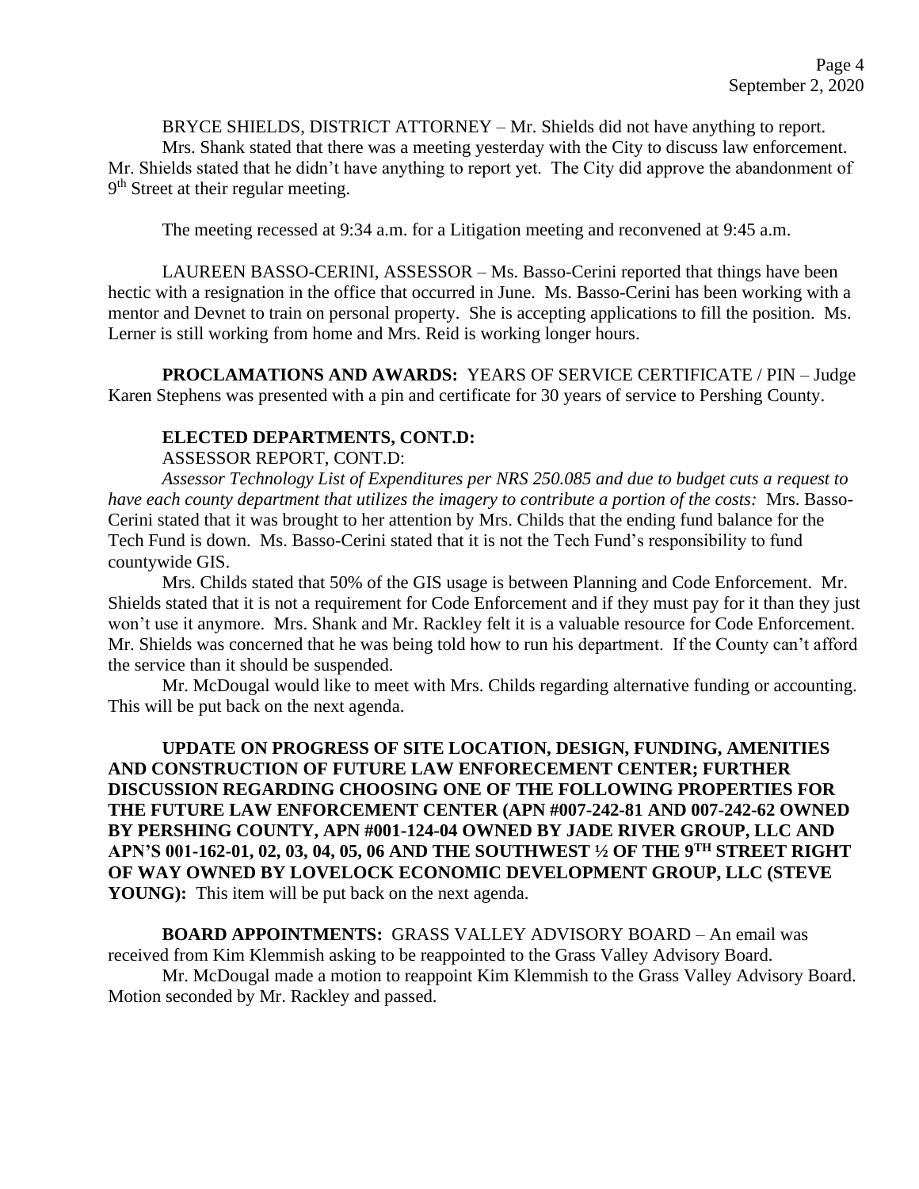BRYCE SHIELDS, DISTRICT ATTORNEY – Mr. Shields did not have anything to report.

Mrs. Shank stated that there was a meeting yesterday with the City to discuss law enforcement. Mr. Shields stated that he didn't have anything to report yet. The City did approve the abandonment of 9th Street at their regular meeting.

The meeting recessed at 9:34 a.m. for a Litigation meeting and reconvened at 9:45 a.m.

LAUREEN BASSO-CERINI, ASSESSOR – Ms. Basso-Cerini reported that things have been hectic with a resignation in the office that occurred in June. Ms. Basso-Cerini has been working with a mentor and Devnet to train on personal property. She is accepting applications to fill the position. Ms. Lerner is still working from home and Mrs. Reid is working longer hours.

**PROCLAMATIONS AND AWARDS:** YEARS OF SERVICE CERTIFICATE / PIN – Judge Karen Stephens was presented with a pin and certificate for 30 years of service to Pershing County.

**ELECTED DEPARTMENTS, CONT.D:**

ASSESSOR REPORT, CONT.D:

*Assessor Technology List of Expenditures per NRS 250.085 and due to budget cuts a request to have each county department that utilizes the imagery to contribute a portion of the costs:* Mrs. Basso-Cerini stated that it was brought to her attention by Mrs. Childs that the ending fund balance for the Tech Fund is down. Ms. Basso-Cerini stated that it is not the Tech Fund's responsibility to fund countywide GIS.

Mrs. Childs stated that 50% of the GIS usage is between Planning and Code Enforcement. Mr. Shields stated that it is not a requirement for Code Enforcement and if they must pay for it than they just won't use it anymore. Mrs. Shank and Mr. Rackley felt it is a valuable resource for Code Enforcement. Mr. Shields was concerned that he was being told how to run his department. If the County can't afford the service than it should be suspended.

Mr. McDougal would like to meet with Mrs. Childs regarding alternative funding or accounting. This will be put back on the next agenda.

**UPDATE ON PROGRESS OF SITE LOCATION, DESIGN, FUNDING, AMENITIES AND CONSTRUCTION OF FUTURE LAW ENFORECEMENT CENTER; FURTHER DISCUSSION REGARDING CHOOSING ONE OF THE FOLLOWING PROPERTIES FOR THE FUTURE LAW ENFORCEMENT CENTER (APN #007-242-81 AND 007-242-62 OWNED BY PERSHING COUNTY, APN #001-124-04 OWNED BY JADE RIVER GROUP, LLC AND APN'S 001-162-01, 02, 03, 04, 05, 06 AND THE SOUTHWEST ½ OF THE 9TH STREET RIGHT OF WAY OWNED BY LOVELOCK ECONOMIC DEVELOPMENT GROUP, LLC (STEVE YOUNG):** This item will be put back on the next agenda.

**BOARD APPOINTMENTS:** GRASS VALLEY ADVISORY BOARD – An email was received from Kim Klemmish asking to be reappointed to the Grass Valley Advisory Board.

Mr. McDougal made a motion to reappoint Kim Klemmish to the Grass Valley Advisory Board. Motion seconded by Mr. Rackley and passed.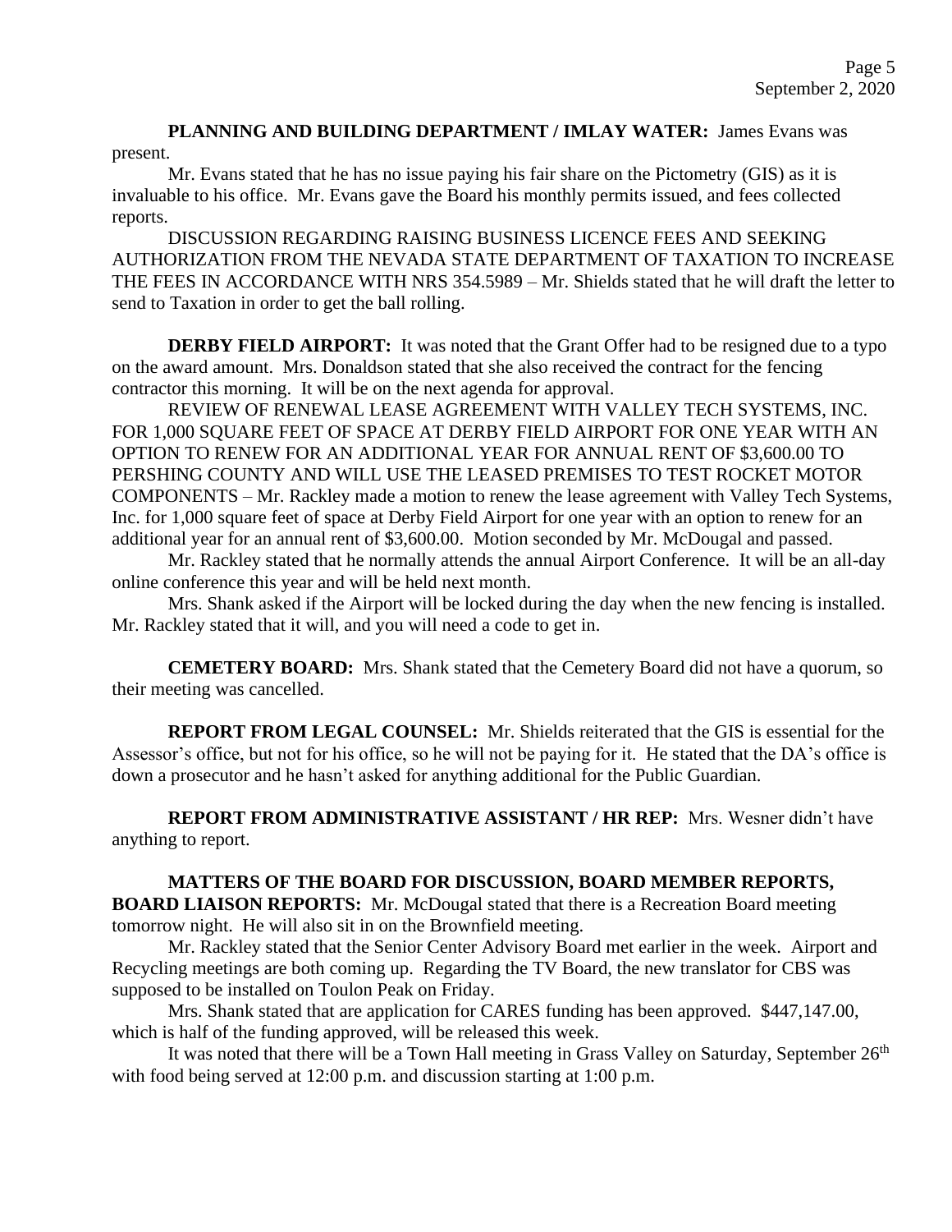**PLANNING AND BUILDING DEPARTMENT / IMLAY WATER:** James Evans was present.

Mr. Evans stated that he has no issue paying his fair share on the Pictometry (GIS) as it is invaluable to his office. Mr. Evans gave the Board his monthly permits issued, and fees collected reports.

DISCUSSION REGARDING RAISING BUSINESS LICENCE FEES AND SEEKING AUTHORIZATION FROM THE NEVADA STATE DEPARTMENT OF TAXATION TO INCREASE THE FEES IN ACCORDANCE WITH NRS 354.5989 – Mr. Shields stated that he will draft the letter to send to Taxation in order to get the ball rolling.

**DERBY FIELD AIRPORT:** It was noted that the Grant Offer had to be resigned due to a typo on the award amount. Mrs. Donaldson stated that she also received the contract for the fencing contractor this morning. It will be on the next agenda for approval.

REVIEW OF RENEWAL LEASE AGREEMENT WITH VALLEY TECH SYSTEMS, INC. FOR 1,000 SQUARE FEET OF SPACE AT DERBY FIELD AIRPORT FOR ONE YEAR WITH AN OPTION TO RENEW FOR AN ADDITIONAL YEAR FOR ANNUAL RENT OF $3,600.00 TO PERSHING COUNTY AND WILL USE THE LEASED PREMISES TO TEST ROCKET MOTOR COMPONENTS – Mr. Rackley made a motion to renew the lease agreement with Valley Tech Systems, Inc. for 1,000 square feet of space at Derby Field Airport for one year with an option to renew for an additional year for an annual rent of $3,600.00. Motion seconded by Mr. McDougal and passed.

Mr. Rackley stated that he normally attends the annual Airport Conference. It will be an all-day online conference this year and will be held next month.

Mrs. Shank asked if the Airport will be locked during the day when the new fencing is installed. Mr. Rackley stated that it will, and you will need a code to get in.

**CEMETERY BOARD:** Mrs. Shank stated that the Cemetery Board did not have a quorum, so their meeting was cancelled.

**REPORT FROM LEGAL COUNSEL:** Mr. Shields reiterated that the GIS is essential for the Assessor's office, but not for his office, so he will not be paying for it. He stated that the DA's office is down a prosecutor and he hasn't asked for anything additional for the Public Guardian.

**REPORT FROM ADMINISTRATIVE ASSISTANT / HR REP:** Mrs. Wesner didn't have anything to report.

**MATTERS OF THE BOARD FOR DISCUSSION, BOARD MEMBER REPORTS, BOARD LIAISON REPORTS:** Mr. McDougal stated that there is a Recreation Board meeting tomorrow night. He will also sit in on the Brownfield meeting.

Mr. Rackley stated that the Senior Center Advisory Board met earlier in the week. Airport and Recycling meetings are both coming up. Regarding the TV Board, the new translator for CBS was supposed to be installed on Toulon Peak on Friday.

Mrs. Shank stated that are application for CARES funding has been approved. $447,147.00, which is half of the funding approved, will be released this week.

It was noted that there will be a Town Hall meeting in Grass Valley on Saturday, September 26th with food being served at 12:00 p.m. and discussion starting at 1:00 p.m.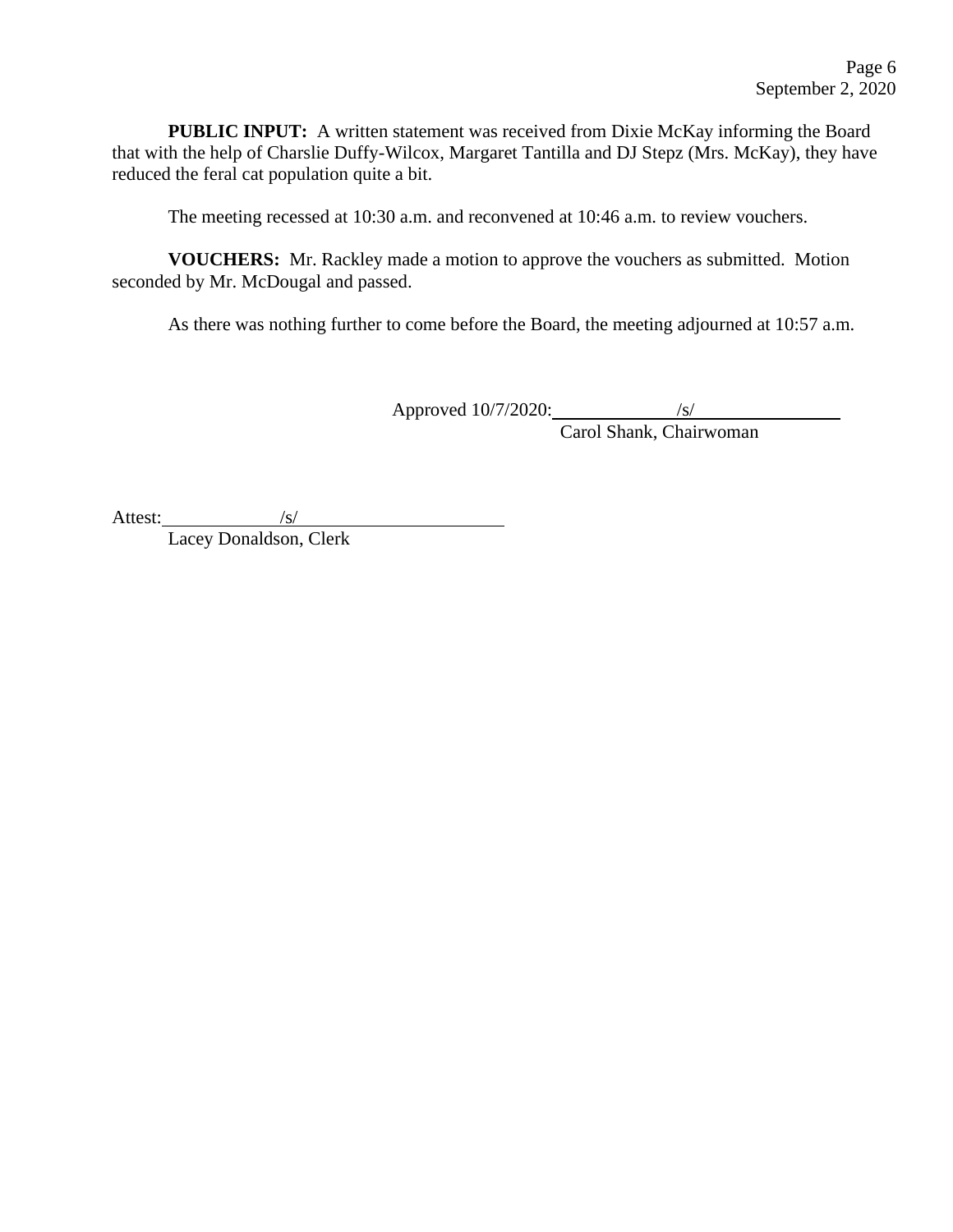**PUBLIC INPUT:** A written statement was received from Dixie McKay informing the Board that with the help of Charslie Duffy-Wilcox, Margaret Tantilla and DJ Stepz (Mrs. McKay), they have reduced the feral cat population quite a bit.

The meeting recessed at 10:30 a.m. and reconvened at 10:46 a.m. to review vouchers.

**VOUCHERS:** Mr. Rackley made a motion to approve the vouchers as submitted. Motion seconded by Mr. McDougal and passed.

As there was nothing further to come before the Board, the meeting adjourned at 10:57 a.m.

Approved 10/7/2020: /s/
Carol Shank, Chairwoman

Attest: /s/
Lacey Donaldson, Clerk